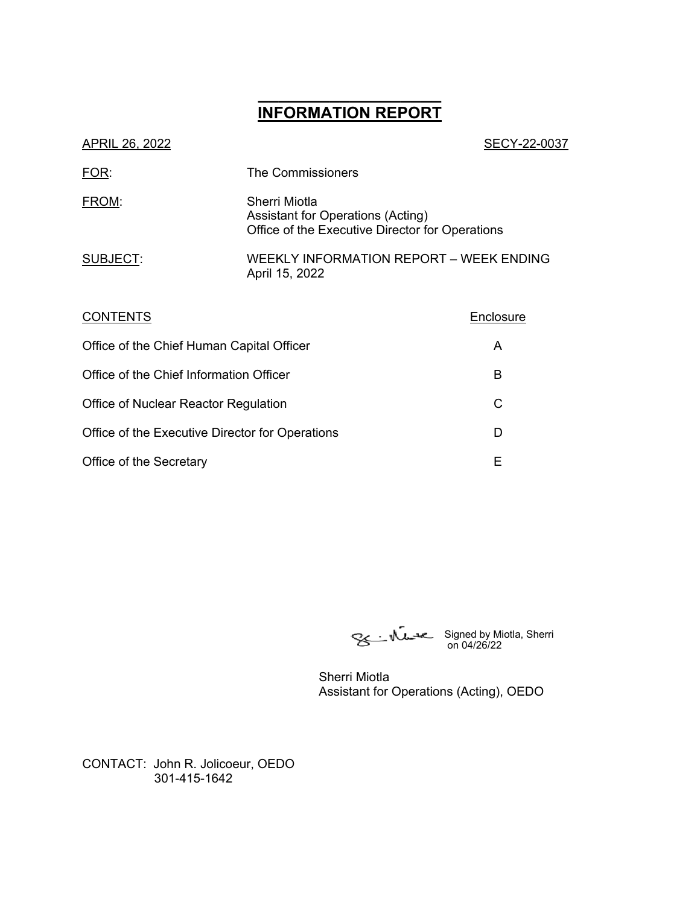# INFORMATION REPORT

APRIL 26, 2022 SECY-22-0037

FOR: The Commissioners

FROM: Sherri Miotla
Assistant for Operations (Acting)
Office of the Executive Director for Operations

SUBJECT: WEEKLY INFORMATION REPORT – WEEK ENDING April 15, 2022

| CONTENTS | Enclosure |
| --- | --- |
| Office of the Chief Human Capital Officer | A |
| Office of the Chief Information Officer | B |
| Office of Nuclear Reactor Regulation | C |
| Office of the Executive Director for Operations | D |
| Office of the Secretary | E |

Signed by Miotla, Sherri on 04/26/22

Sherri Miotla
Assistant for Operations (Acting), OEDO

CONTACT: John R. Jolicoeur, OEDO
301-415-1642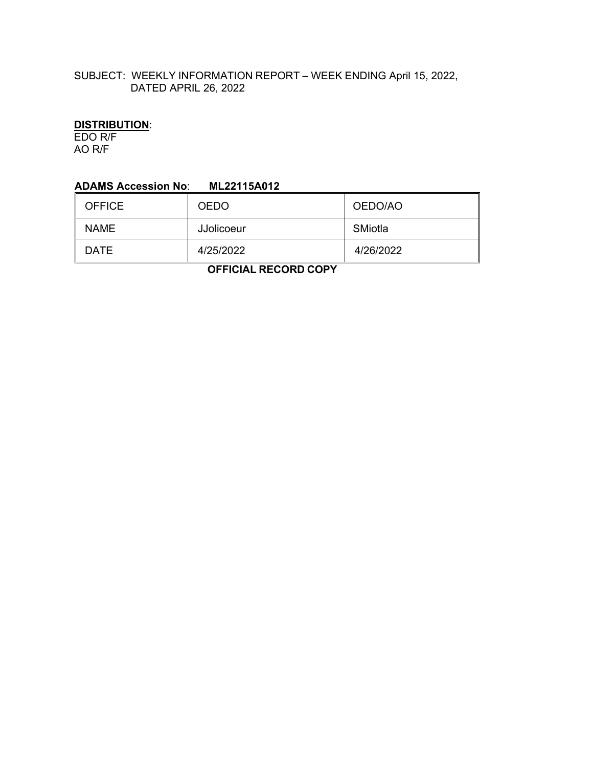SUBJECT: WEEKLY INFORMATION REPORT – WEEK ENDING April 15, 2022, DATED APRIL 26, 2022

**DISTRIBUTION**:
EDO R/F
AO R/F

**ADAMS Accession No**: **ML22115A012**

| OFFICE | OEDO | OEDO/AO |
|---|---|---|
| NAME | JJolicoeur | SMiotla |
| DATE | 4/25/2022 | 4/26/2022 |

**OFFICIAL RECORD COPY**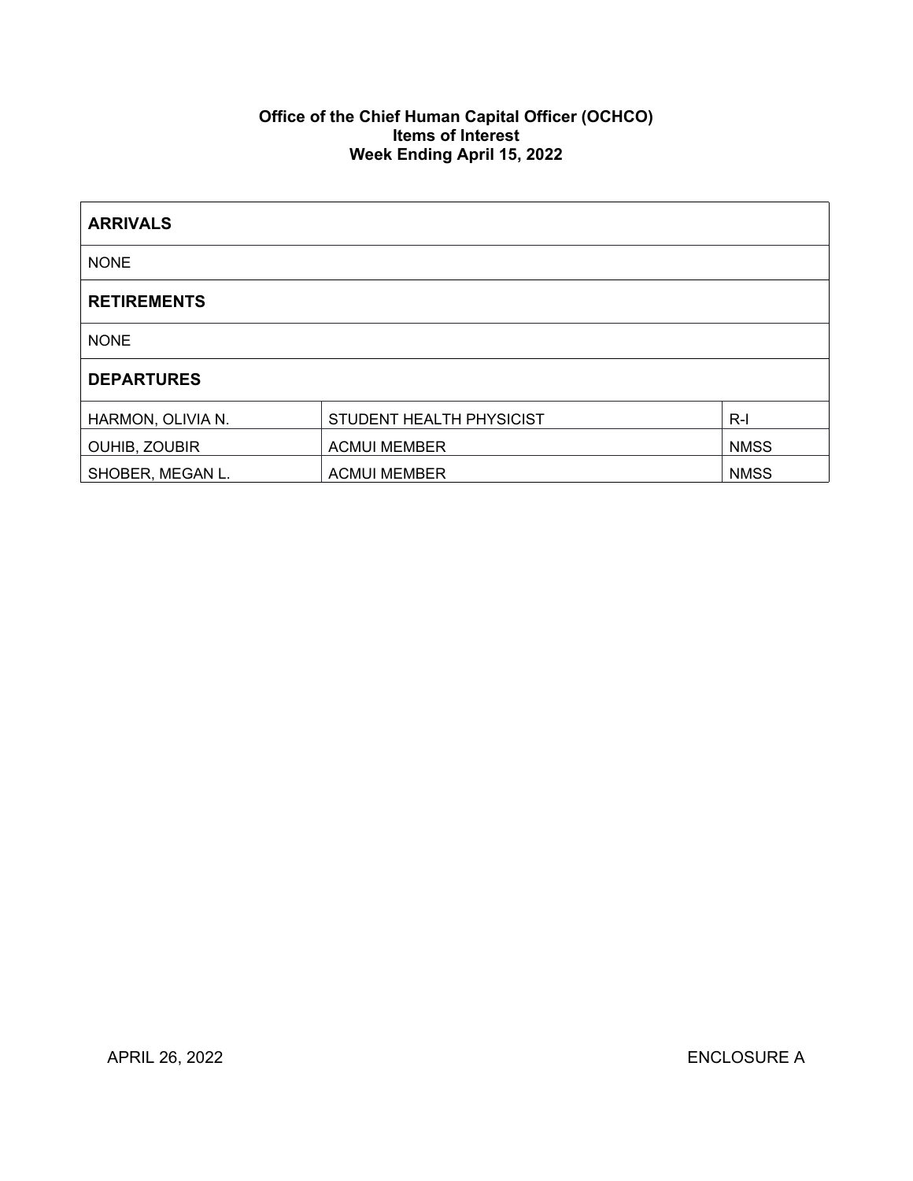**Office of the Chief Human Capital Officer (OCHCO)**
**Items of Interest**
**Week Ending April 15, 2022**

| **ARRIVALS** | | |
|---|---|---|
| NONE | | |
| **RETIREMENTS** | | |
| NONE | | |
| **DEPARTURES** | | |
| HARMON, OLIVIA N. | STUDENT HEALTH PHYSICIST | R-I |
| OUHIB, ZOUBIR | ACMUI MEMBER | NMSS |
| SHOBER, MEGAN L. | ACMUI MEMBER | NMSS |

APRIL 26, 2022 ENCLOSURE A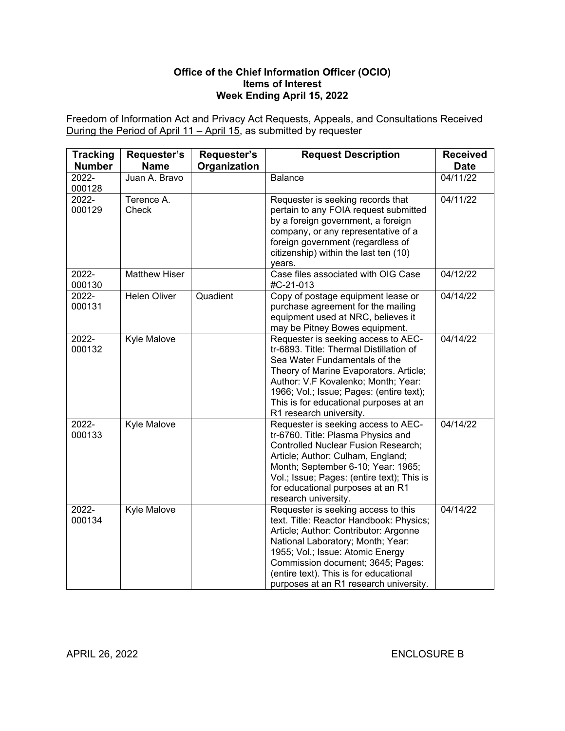**Office of the Chief Information Officer (OCIO)**
**Items of Interest**
**Week Ending April 15, 2022**

Freedom of Information Act and Privacy Act Requests, Appeals, and Consultations Received During the Period of April 11 – April 15, as submitted by requester

| Tracking Number | Requester's Name | Requester's Organization | Request Description | Received Date |
|---|---|---|---|---|
| 2022-000128 | Juan A. Bravo | | Balance | 04/11/22 |
| 2022-000129 | Terence A. Check | | Requester is seeking records that pertain to any FOIA request submitted by a foreign government, a foreign company, or any representative of a foreign government (regardless of citizenship) within the last ten (10) years. | 04/11/22 |
| 2022-000130 | Matthew Hiser | | Case files associated with OIG Case #C-21-013 | 04/12/22 |
| 2022-000131 | Helen Oliver | Quadient | Copy of postage equipment lease or purchase agreement for the mailing equipment used at NRC, believes it may be Pitney Bowes equipment. | 04/14/22 |
| 2022-000132 | Kyle Malove | | Requester is seeking access to AEC-tr-6893. Title: Thermal Distillation of Sea Water Fundamentals of the Theory of Marine Evaporators. Article; Author: V.F Kovalenko; Month; Year: 1966; Vol.; Issue; Pages: (entire text); This is for educational purposes at an R1 research university. | 04/14/22 |
| 2022-000133 | Kyle Malove | | Requester is seeking access to AEC-tr-6760. Title: Plasma Physics and Controlled Nuclear Fusion Research; Article; Author: Culham, England; Month; September 6-10; Year: 1965; Vol.; Issue; Pages: (entire text); This is for educational purposes at an R1 research university. | 04/14/22 |
| 2022-000134 | Kyle Malove | | Requester is seeking access to this text. Title: Reactor Handbook: Physics; Article; Author: Contributor: Argonne National Laboratory; Month; Year: 1955; Vol.; Issue: Atomic Energy Commission document; 3645; Pages: (entire text). This is for educational purposes at an R1 research university. | 04/14/22 |

APRIL 26, 2022 ENCLOSURE B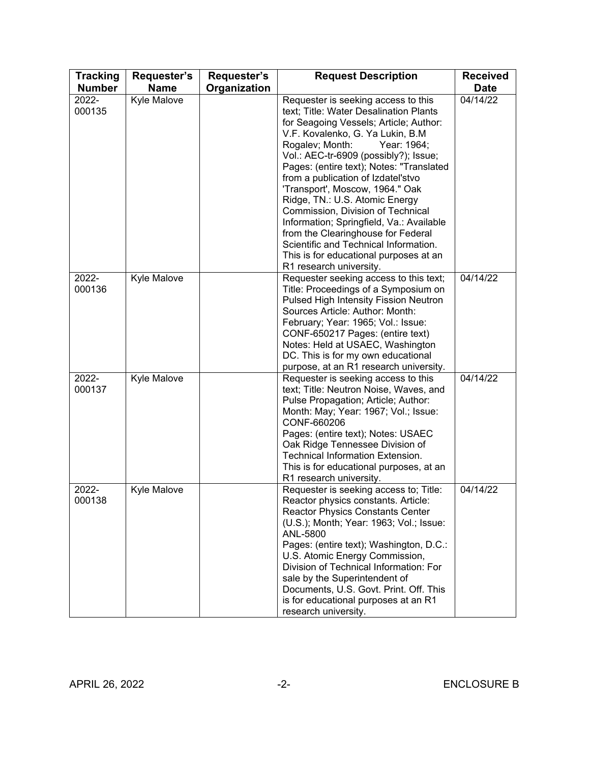| Tracking Number | Requester's Name | Requester's Organization | Request Description | Received Date |
|---|---|---|---|---|
| 2022-000135 | Kyle Malove | | Requester is seeking access to this text; Title: Water Desalination Plants for Seagoing Vessels; Article; Author: V.F. Kovalenko, G. Ya Lukin, B.M Rogalev; Month: Year: 1964; Vol.: AEC-tr-6909 (possibly?); Issue; Pages: (entire text); Notes: "Translated from a publication of Izdatel'stvo 'Transport', Moscow, 1964." Oak Ridge, TN.: U.S. Atomic Energy Commission, Division of Technical Information; Springfield, Va.: Available from the Clearinghouse for Federal Scientific and Technical Information. This is for educational purposes at an R1 research university. | 04/14/22 |
| 2022-000136 | Kyle Malove | | Requester seeking access to this text; Title: Proceedings of a Symposium on Pulsed High Intensity Fission Neutron Sources Article: Author: Month: February; Year: 1965; Vol.: Issue: CONF-650217 Pages: (entire text) Notes: Held at USAEC, Washington DC. This is for my own educational purpose, at an R1 research university. | 04/14/22 |
| 2022-000137 | Kyle Malove | | Requester is seeking access to this text; Title: Neutron Noise, Waves, and Pulse Propagation; Article; Author: Month: May; Year: 1967; Vol.; Issue: CONF-660206 Pages: (entire text); Notes: USAEC Oak Ridge Tennessee Division of Technical Information Extension. This is for educational purposes, at an R1 research university. | 04/14/22 |
| 2022-000138 | Kyle Malove | | Requester is seeking access to; Title: Reactor physics constants. Article: Reactor Physics Constants Center (U.S.); Month; Year: 1963; Vol.; Issue: ANL-5800 Pages: (entire text); Washington, D.C.: U.S. Atomic Energy Commission, Division of Technical Information: For sale by the Superintendent of Documents, U.S. Govt. Print. Off. This is for educational purposes at an R1 research university. | 04/14/22 |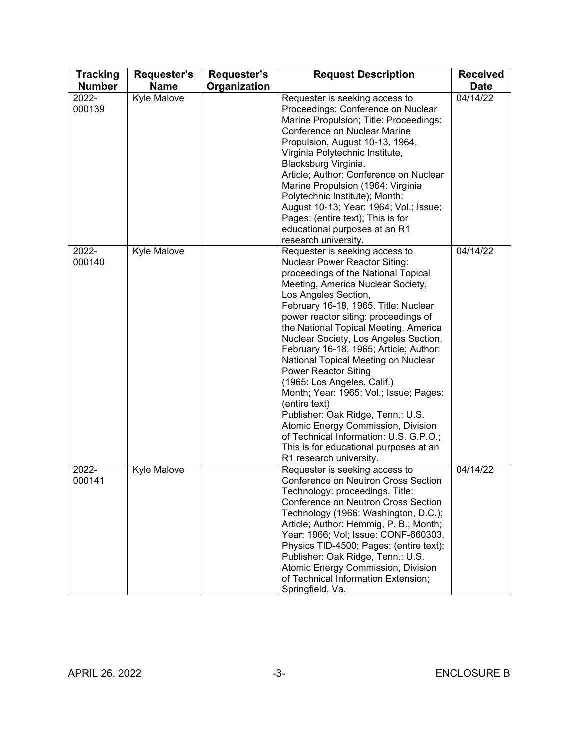| Tracking Number | Requester's Name | Requester's Organization | Request Description | Received Date |
|---|---|---|---|---|
| 2022-000139 | Kyle Malove | | Requester is seeking access to Proceedings: Conference on Nuclear Marine Propulsion; Title: Proceedings: Conference on Nuclear Marine Propulsion, August 10-13, 1964, Virginia Polytechnic Institute, Blacksburg Virginia. Article; Author: Conference on Nuclear Marine Propulsion (1964: Virginia Polytechnic Institute); Month: August 10-13; Year: 1964; Vol.; Issue; Pages: (entire text); This is for educational purposes at an R1 research university. | 04/14/22 |
| 2022-000140 | Kyle Malove | | Requester is seeking access to Nuclear Power Reactor Siting: proceedings of the National Topical Meeting, America Nuclear Society, Los Angeles Section, February 16-18, 1965. Title: Nuclear power reactor siting: proceedings of the National Topical Meeting, America Nuclear Society, Los Angeles Section, February 16-18, 1965; Article; Author: National Topical Meeting on Nuclear Power Reactor Siting (1965: Los Angeles, Calif.) Month; Year: 1965; Vol.; Issue; Pages: (entire text) Publisher: Oak Ridge, Tenn.: U.S. Atomic Energy Commission, Division of Technical Information: U.S. G.P.O.; This is for educational purposes at an R1 research university. | 04/14/22 |
| 2022-000141 | Kyle Malove | | Requester is seeking access to Conference on Neutron Cross Section Technology: proceedings. Title: Conference on Neutron Cross Section Technology (1966: Washington, D.C.); Article; Author: Hemmig, P. B.; Month; Year: 1966; Vol; Issue: CONF-660303, Physics TID-4500; Pages: (entire text); Publisher: Oak Ridge, Tenn.: U.S. Atomic Energy Commission, Division of Technical Information Extension; Springfield, Va. | 04/14/22 |

APRIL 26, 2022 ENCLOSURE B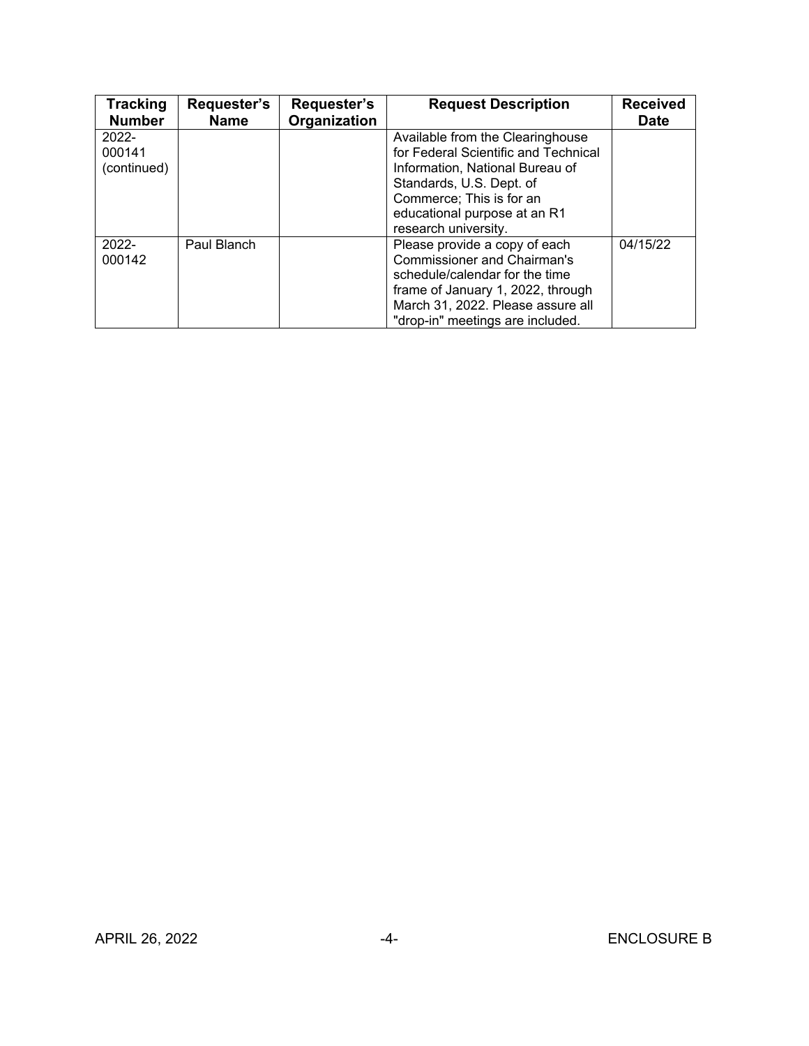| Tracking Number | Requester's Name | Requester's Organization | Request Description | Received Date |
|---|---|---|---|---|
| 2022-000141 (continued) | | | Available from the Clearinghouse for Federal Scientific and Technical Information, National Bureau of Standards, U.S. Dept. of Commerce; This is for an educational purpose at an R1 research university. | |
| 2022-000142 | Paul Blanch | | Please provide a copy of each Commissioner and Chairman's schedule/calendar for the time frame of January 1, 2022, through March 31, 2022. Please assure all "drop-in" meetings are included. | 04/15/22 |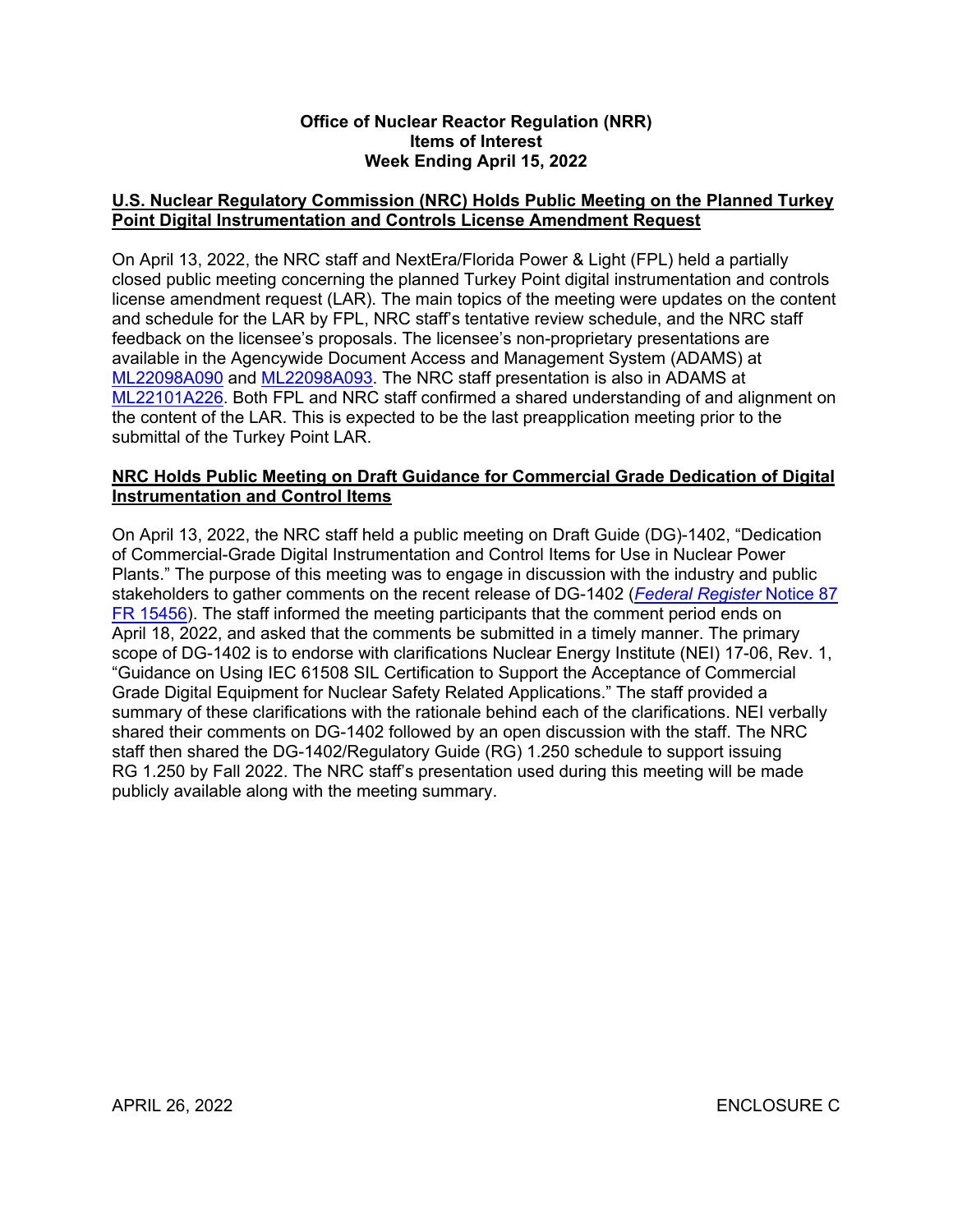**Office of Nuclear Reactor Regulation (NRR)**
**Items of Interest**
**Week Ending April 15, 2022**

**U.S. Nuclear Regulatory Commission (NRC) Holds Public Meeting on the Planned Turkey Point Digital Instrumentation and Controls License Amendment Request**

On April 13, 2022, the NRC staff and NextEra/Florida Power & Light (FPL) held a partially closed public meeting concerning the planned Turkey Point digital instrumentation and controls license amendment request (LAR). The main topics of the meeting were updates on the content and schedule for the LAR by FPL, NRC staff's tentative review schedule, and the NRC staff feedback on the licensee's proposals. The licensee's non-proprietary presentations are available in the Agencywide Document Access and Management System (ADAMS) at ML22098A090 and ML22098A093. The NRC staff presentation is also in ADAMS at ML22101A226. Both FPL and NRC staff confirmed a shared understanding of and alignment on the content of the LAR. This is expected to be the last preapplication meeting prior to the submittal of the Turkey Point LAR.

**NRC Holds Public Meeting on Draft Guidance for Commercial Grade Dedication of Digital Instrumentation and Control Items**

On April 13, 2022, the NRC staff held a public meeting on Draft Guide (DG)-1402, "Dedication of Commercial-Grade Digital Instrumentation and Control Items for Use in Nuclear Power Plants." The purpose of this meeting was to engage in discussion with the industry and public stakeholders to gather comments on the recent release of DG-1402 (*Federal Register* Notice 87 FR 15456). The staff informed the meeting participants that the comment period ends on April 18, 2022, and asked that the comments be submitted in a timely manner. The primary scope of DG-1402 is to endorse with clarifications Nuclear Energy Institute (NEI) 17-06, Rev. 1, "Guidance on Using IEC 61508 SIL Certification to Support the Acceptance of Commercial Grade Digital Equipment for Nuclear Safety Related Applications." The staff provided a summary of these clarifications with the rationale behind each of the clarifications. NEI verbally shared their comments on DG-1402 followed by an open discussion with the staff. The NRC staff then shared the DG-1402/Regulatory Guide (RG) 1.250 schedule to support issuing RG 1.250 by Fall 2022. The NRC staff's presentation used during this meeting will be made publicly available along with the meeting summary.

APRIL 26, 2022 ENCLOSURE C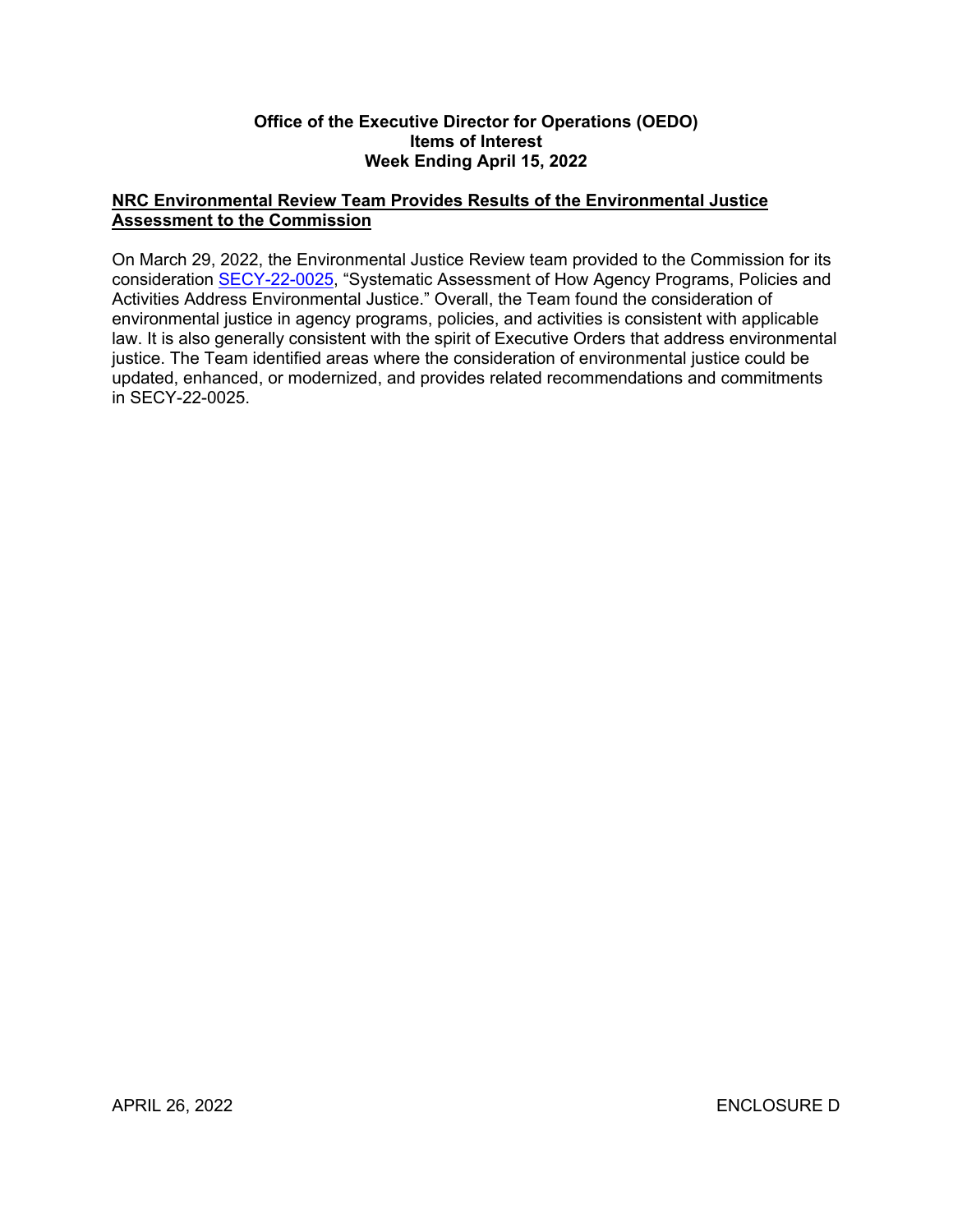**Office of the Executive Director for Operations (OEDO)**
**Items of Interest**
**Week Ending April 15, 2022**

## NRC Environmental Review Team Provides Results of the Environmental Justice Assessment to the Commission

On March 29, 2022, the Environmental Justice Review team provided to the Commission for its consideration SECY-22-0025, "Systematic Assessment of How Agency Programs, Policies and Activities Address Environmental Justice." Overall, the Team found the consideration of environmental justice in agency programs, policies, and activities is consistent with applicable law. It is also generally consistent with the spirit of Executive Orders that address environmental justice. The Team identified areas where the consideration of environmental justice could be updated, enhanced, or modernized, and provides related recommendations and commitments in SECY-22-0025.

APRIL 26, 2022 ENCLOSURE D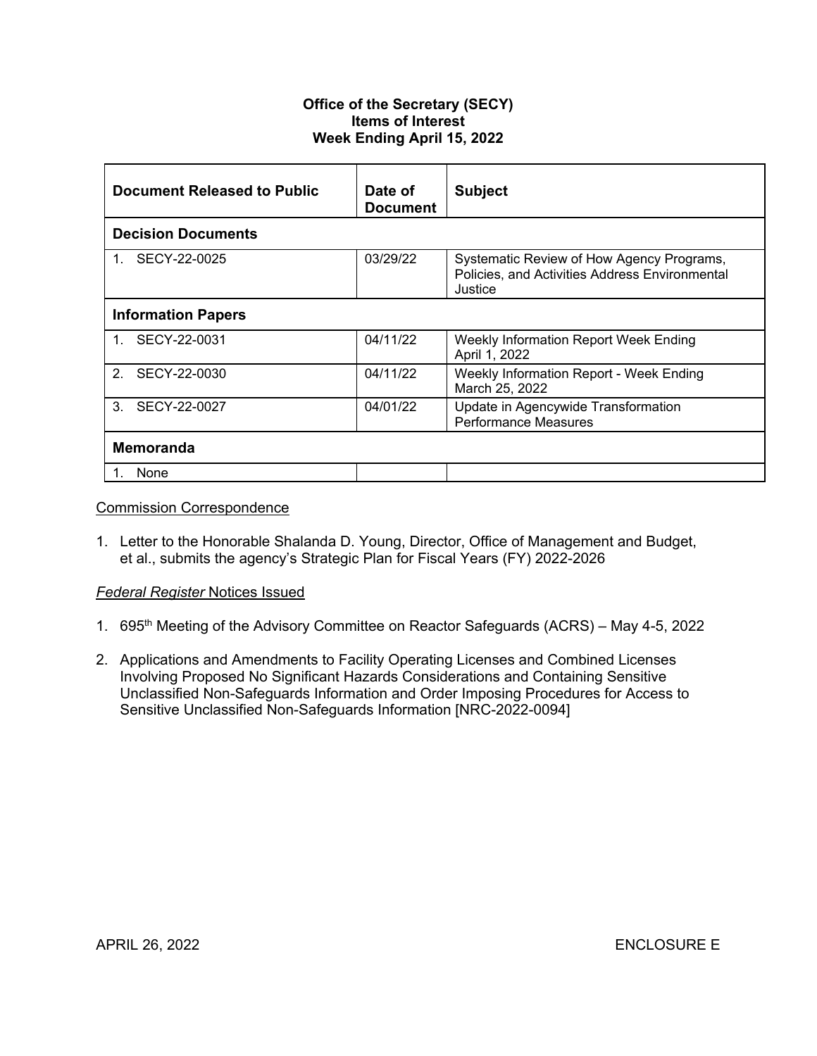**Office of the Secretary (SECY)**
**Items of Interest**
**Week Ending April 15, 2022**

| Document Released to Public | Date of Document | Subject |
|---|---|---|
| **Decision Documents** | | |
| 1. SECY-22-0025 | 03/29/22 | Systematic Review of How Agency Programs, Policies, and Activities Address Environmental Justice |
| **Information Papers** | | |
| 1. SECY-22-0031 | 04/11/22 | Weekly Information Report Week Ending April 1, 2022 |
| 2. SECY-22-0030 | 04/11/22 | Weekly Information Report - Week Ending March 25, 2022 |
| 3. SECY-22-0027 | 04/01/22 | Update in Agencywide Transformation Performance Measures |
| **Memoranda** | | |
| 1. None | | |

Commission Correspondence

1. Letter to the Honorable Shalanda D. Young, Director, Office of Management and Budget, et al., submits the agency's Strategic Plan for Fiscal Years (FY) 2022-2026

*Federal Register* Notices Issued

1. 695th Meeting of the Advisory Committee on Reactor Safeguards (ACRS) – May 4-5, 2022

2. Applications and Amendments to Facility Operating Licenses and Combined Licenses Involving Proposed No Significant Hazards Considerations and Containing Sensitive Unclassified Non-Safeguards Information and Order Imposing Procedures for Access to Sensitive Unclassified Non-Safeguards Information [NRC-2022-0094]

APRIL 26, 2022 ENCLOSURE E